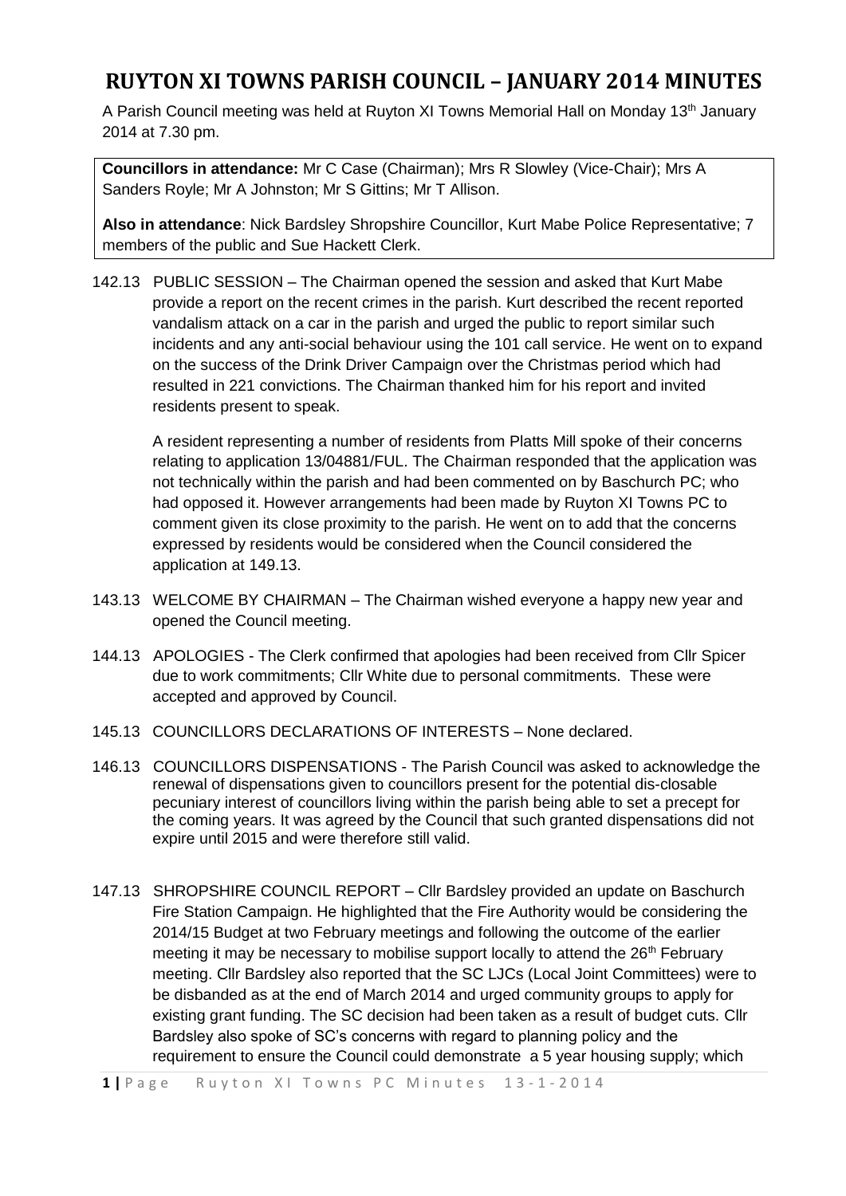# RUYTON XI TOWNS PARISH COUNCIL – JANUARY 2014 MINUTES

A Parish Council meeting was held at Ruyton XI Towns Memorial Hall on Monday 13th January 2014 at 7.30 pm.

**Councillors in attendance:** Mr C Case (Chairman); Mrs R Slowley (Vice-Chair); Mrs A Sanders Royle; Mr A Johnston; Mr S Gittins; Mr T Allison.

**Also in attendance**: Nick Bardsley Shropshire Councillor, Kurt Mabe Police Representative; 7 members of the public and Sue Hackett Clerk.

142.13 PUBLIC SESSION – The Chairman opened the session and asked that Kurt Mabe provide a report on the recent crimes in the parish. Kurt described the recent reported vandalism attack on a car in the parish and urged the public to report similar such incidents and any anti-social behaviour using the 101 call service. He went on to expand on the success of the Drink Driver Campaign over the Christmas period which had resulted in 221 convictions. The Chairman thanked him for his report and invited residents present to speak.

A resident representing a number of residents from Platts Mill spoke of their concerns relating to application 13/04881/FUL. The Chairman responded that the application was not technically within the parish and had been commented on by Baschurch PC; who had opposed it. However arrangements had been made by Ruyton XI Towns PC to comment given its close proximity to the parish. He went on to add that the concerns expressed by residents would be considered when the Council considered the application at 149.13.

143.13 WELCOME BY CHAIRMAN – The Chairman wished everyone a happy new year and opened the Council meeting.

144.13 APOLOGIES - The Clerk confirmed that apologies had been received from Cllr Spicer due to work commitments; Cllr White due to personal commitments. These were accepted and approved by Council.

145.13 COUNCILLORS DECLARATIONS OF INTERESTS – None declared.

146.13 COUNCILLORS DISPENSATIONS - The Parish Council was asked to acknowledge the renewal of dispensations given to councillors present for the potential dis-closable pecuniary interest of councillors living within the parish being able to set a precept for the coming years. It was agreed by the Council that such granted dispensations did not expire until 2015 and were therefore still valid.

147.13 SHROPSHIRE COUNCIL REPORT – Cllr Bardsley provided an update on Baschurch Fire Station Campaign. He highlighted that the Fire Authority would be considering the 2014/15 Budget at two February meetings and following the outcome of the earlier meeting it may be necessary to mobilise support locally to attend the 26th February meeting. Cllr Bardsley also reported that the SC LJCs (Local Joint Committees) were to be disbanded as at the end of March 2014 and urged community groups to apply for existing grant funding. The SC decision had been taken as a result of budget cuts. Cllr Bardsley also spoke of SC's concerns with regard to planning policy and the requirement to ensure the Council could demonstrate a 5 year housing supply; which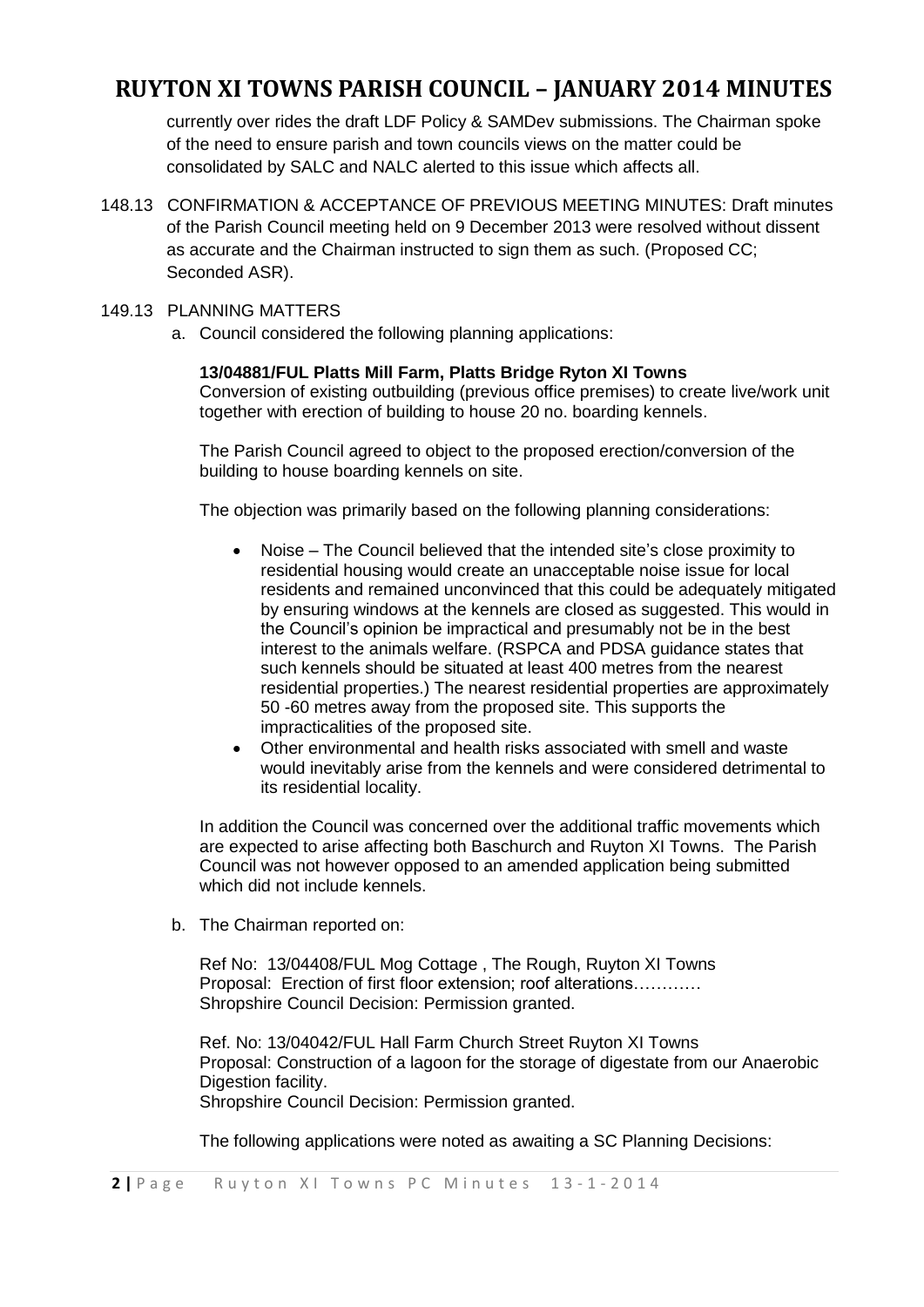currently over rides the draft LDF Policy & SAMDev submissions. The Chairman spoke of the need to ensure parish and town councils views on the matter could be consolidated by SALC and NALC alerted to this issue which affects all.

148.13 CONFIRMATION & ACCEPTANCE OF PREVIOUS MEETING MINUTES: Draft minutes of the Parish Council meeting held on 9 December 2013 were resolved without dissent as accurate and the Chairman instructed to sign them as such. (Proposed CC; Seconded ASR).

149.13 PLANNING MATTERS

a. Council considered the following planning applications:

**13/04881/FUL Platts Mill Farm, Platts Bridge Ryton XI Towns**
Conversion of existing outbuilding (previous office premises) to create live/work unit together with erection of building to house 20 no. boarding kennels.

The Parish Council agreed to object to the proposed erection/conversion of the building to house boarding kennels on site.

The objection was primarily based on the following planning considerations:

- Noise – The Council believed that the intended site's close proximity to residential housing would create an unacceptable noise issue for local residents and remained unconvinced that this could be adequately mitigated by ensuring windows at the kennels are closed as suggested. This would in the Council's opinion be impractical and presumably not be in the best interest to the animals welfare. (RSPCA and PDSA guidance states that such kennels should be situated at least 400 metres from the nearest residential properties.) The nearest residential properties are approximately 50 -60 metres away from the proposed site. This supports the impracticalities of the proposed site.
- Other environmental and health risks associated with smell and waste would inevitably arise from the kennels and were considered detrimental to its residential locality.

In addition the Council was concerned over the additional traffic movements which are expected to arise affecting both Baschurch and Ruyton XI Towns. The Parish Council was not however opposed to an amended application being submitted which did not include kennels.

b. The Chairman reported on:

Ref No: 13/04408/FUL Mog Cottage , The Rough, Ruyton XI Towns
Proposal: Erection of first floor extension; roof alterations…………
Shropshire Council Decision: Permission granted.

Ref. No: 13/04042/FUL Hall Farm Church Street Ruyton XI Towns
Proposal: Construction of a lagoon for the storage of digestate from our Anaerobic Digestion facility.
Shropshire Council Decision: Permission granted.

The following applications were noted as awaiting a SC Planning Decisions: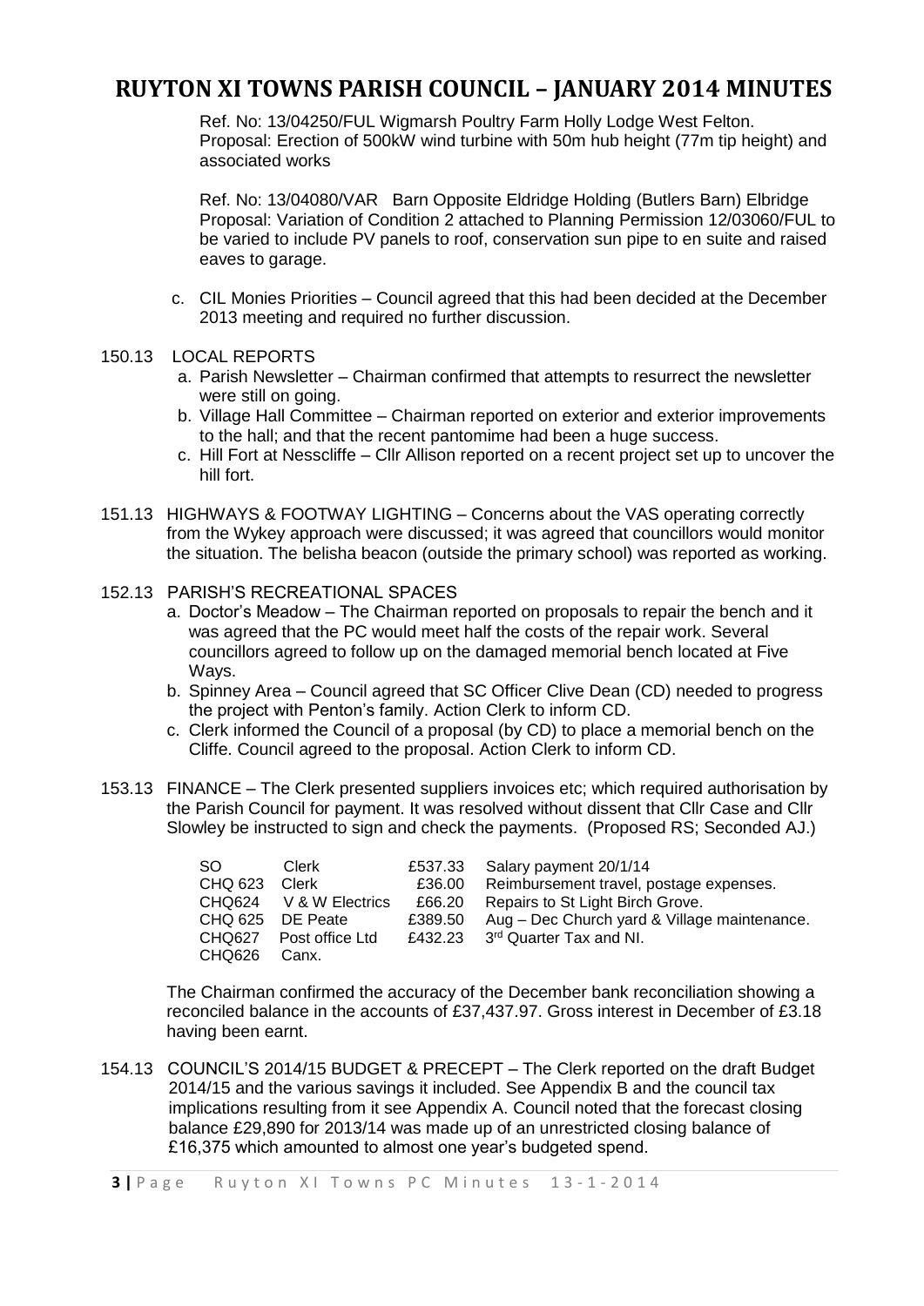Ref. No: 13/04250/FUL Wigmarsh Poultry Farm Holly Lodge West Felton. Proposal: Erection of 500kW wind turbine with 50m hub height (77m tip height) and associated works

Ref. No: 13/04080/VAR Barn Opposite Eldridge Holding (Butlers Barn) Elbridge Proposal: Variation of Condition 2 attached to Planning Permission 12/03060/FUL to be varied to include PV panels to roof, conservation sun pipe to en suite and raised eaves to garage.

c. CIL Monies Priorities – Council agreed that this had been decided at the December 2013 meeting and required no further discussion.

150.13 LOCAL REPORTS

a. Parish Newsletter – Chairman confirmed that attempts to resurrect the newsletter were still on going.
b. Village Hall Committee – Chairman reported on exterior and exterior improvements to the hall; and that the recent pantomime had been a huge success.
c. Hill Fort at Nesscliffe – Cllr Allison reported on a recent project set up to uncover the hill fort.

151.13 HIGHWAYS & FOOTWAY LIGHTING – Concerns about the VAS operating correctly from the Wykey approach were discussed; it was agreed that councillors would monitor the situation. The belisha beacon (outside the primary school) was reported as working.

152.13 PARISH'S RECREATIONAL SPACES

a. Doctor's Meadow – The Chairman reported on proposals to repair the bench and it was agreed that the PC would meet half the costs of the repair work. Several councillors agreed to follow up on the damaged memorial bench located at Five Ways.
b. Spinney Area – Council agreed that SC Officer Clive Dean (CD) needed to progress the project with Penton's family. Action Clerk to inform CD.
c. Clerk informed the Council of a proposal (by CD) to place a memorial bench on the Cliffe. Council agreed to the proposal. Action Clerk to inform CD.

153.13 FINANCE – The Clerk presented suppliers invoices etc; which required authorisation by the Parish Council for payment. It was resolved without dissent that Cllr Case and Cllr Slowley be instructed to sign and check the payments. (Proposed RS; Seconded AJ.)

| | | | |
|---|---|---|---|
| SO | Clerk | £537.33 | Salary payment 20/1/14 |
| CHQ 623 | Clerk | £36.00 | Reimbursement travel, postage expenses. |
| CHQ624 | V & W Electrics | £66.20 | Repairs to St Light Birch Grove. |
| CHQ 625 | DE Peate | £389.50 | Aug – Dec Church yard & Village maintenance. |
| CHQ627 | Post office Ltd | £432.23 | 3rd Quarter Tax and NI. |
| CHQ626 | Canx. | | |

The Chairman confirmed the accuracy of the December bank reconciliation showing a reconciled balance in the accounts of £37,437.97. Gross interest in December of £3.18 having been earnt.

154.13 COUNCIL'S 2014/15 BUDGET & PRECEPT – The Clerk reported on the draft Budget 2014/15 and the various savings it included. See Appendix B and the council tax implications resulting from it see Appendix A. Council noted that the forecast closing balance £29,890 for 2013/14 was made up of an unrestricted closing balance of £16,375 which amounted to almost one year's budgeted spend.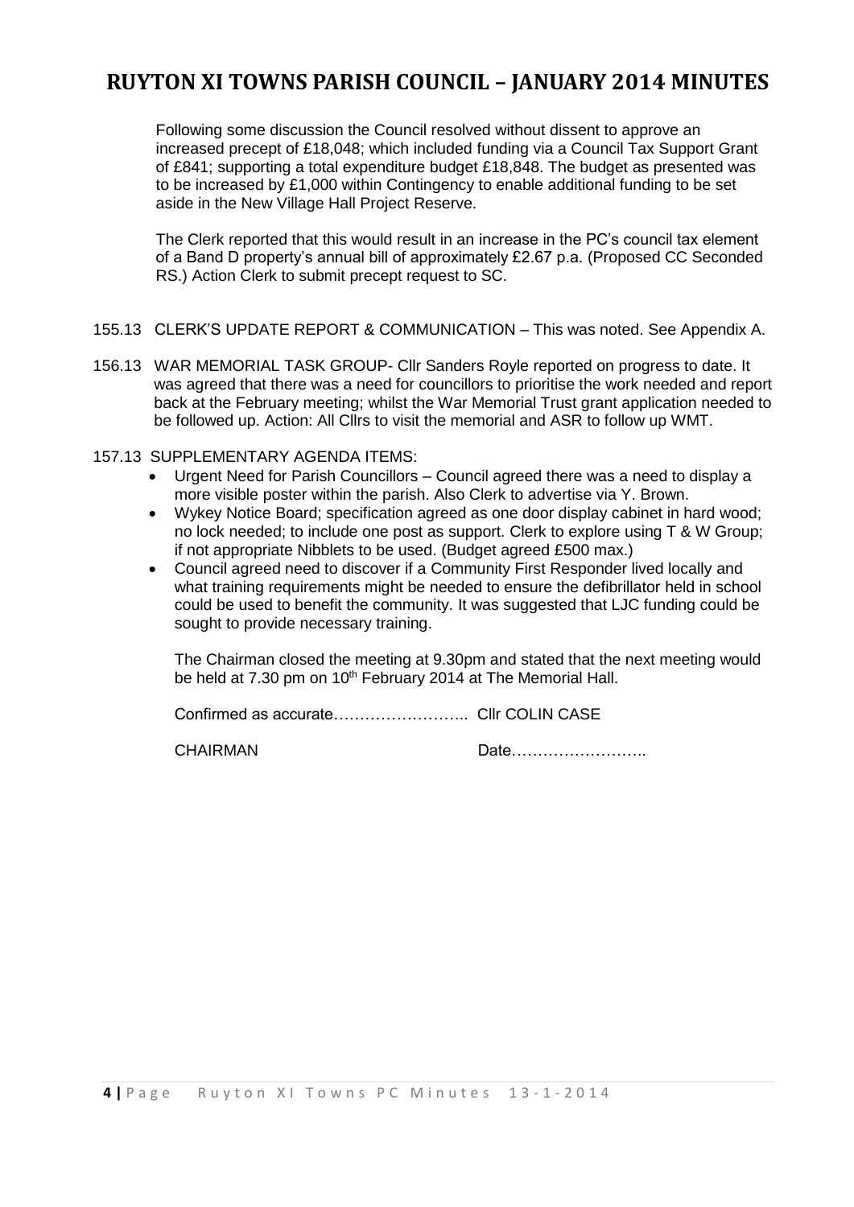# RUYTON XI TOWNS PARISH COUNCIL – JANUARY 2014 MINUTES

Following some discussion the Council resolved without dissent to approve an increased precept of £18,048; which included funding via a Council Tax Support Grant of £841; supporting a total expenditure budget £18,848. The budget as presented was to be increased by £1,000 within Contingency to enable additional funding to be set aside in the New Village Hall Project Reserve.

The Clerk reported that this would result in an increase in the PC's council tax element of a Band D property's annual bill of approximately £2.67 p.a. (Proposed CC Seconded RS.) Action Clerk to submit precept request to SC.

155.13 CLERK'S UPDATE REPORT & COMMUNICATION – This was noted. See Appendix A.

156.13 WAR MEMORIAL TASK GROUP- Cllr Sanders Royle reported on progress to date. It was agreed that there was a need for councillors to prioritise the work needed and report back at the February meeting; whilst the War Memorial Trust grant application needed to be followed up. Action: All Cllrs to visit the memorial and ASR to follow up WMT.

157.13 SUPPLEMENTARY AGENDA ITEMS:

- Urgent Need for Parish Councillors – Council agreed there was a need to display a more visible poster within the parish. Also Clerk to advertise via Y. Brown.
- Wykey Notice Board; specification agreed as one door display cabinet in hard wood; no lock needed; to include one post as support. Clerk to explore using T & W Group; if not appropriate Nibblets to be used. (Budget agreed £500 max.)
- Council agreed need to discover if a Community First Responder lived locally and what training requirements might be needed to ensure the defibrillator held in school could be used to benefit the community. It was suggested that LJC funding could be sought to provide necessary training.

The Chairman closed the meeting at 9.30pm and stated that the next meeting would be held at 7.30 pm on 10th February 2014 at The Memorial Hall.

Confirmed as accurate…………………….. Cllr COLIN CASE

CHAIRMAN Date……………………..